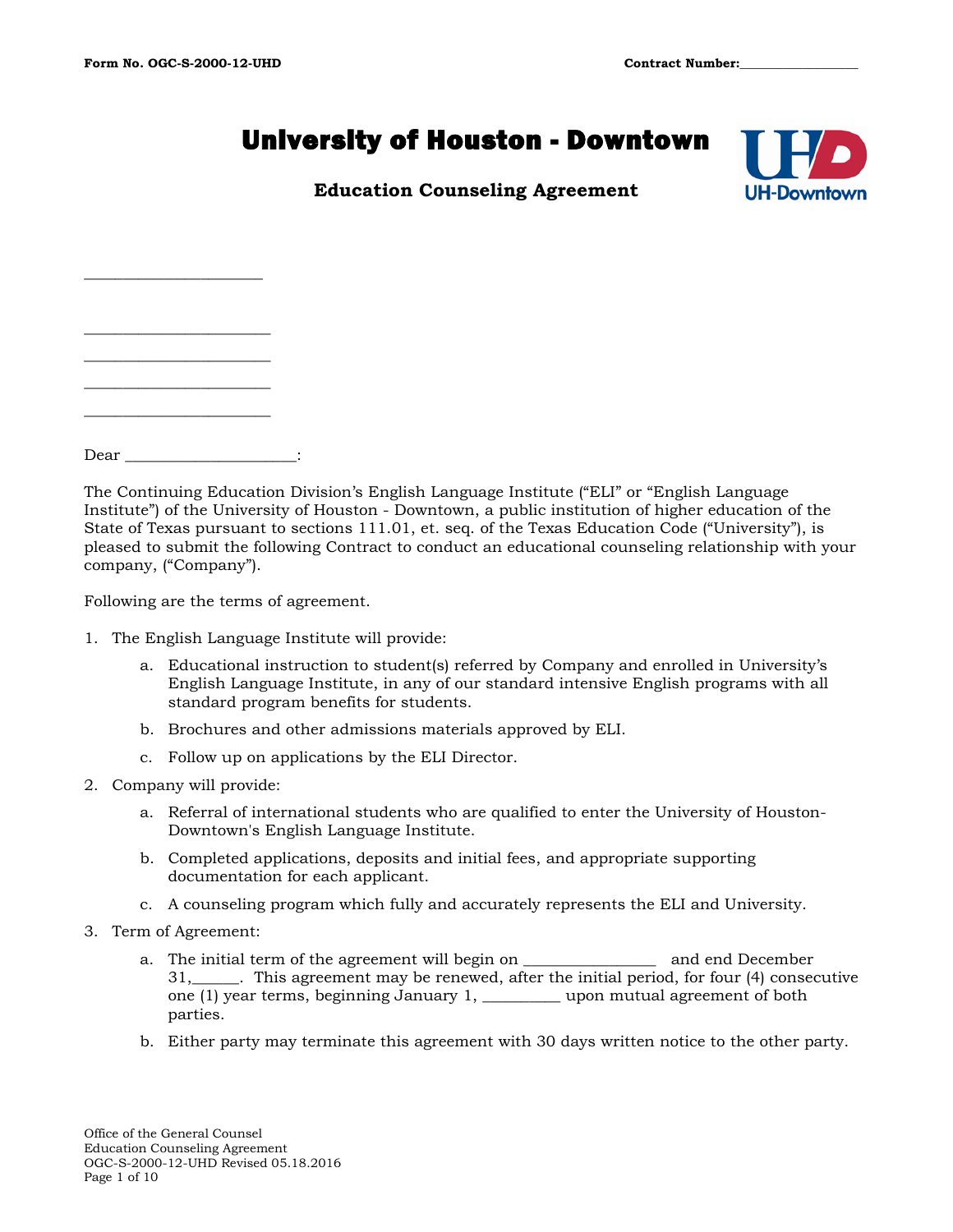Form No. OGC-S-2000-12-UHD **Contract Number:_________________**

# University of Houston - Downtown

## Education Counseling Agreement

_____________________

______________________
______________________
______________________
______________________

Dear _____________________:

The Continuing Education Division's English Language Institute ("ELI" or "English Language Institute") of the University of Houston - Downtown, a public institution of higher education of the State of Texas pursuant to sections 111.01, et. seq. of the Texas Education Code ("University"), is pleased to submit the following Contract to conduct an educational counseling relationship with your company, ("Company").

Following are the terms of agreement.

1. The English Language Institute will provide:
   a. Educational instruction to student(s) referred by Company and enrolled in University's English Language Institute, in any of our standard intensive English programs with all standard program benefits for students.
   b. Brochures and other admissions materials approved by ELI.
   c. Follow up on applications by the ELI Director.
2. Company will provide:
   a. Referral of international students who are qualified to enter the University of Houston-Downtown's English Language Institute.
   b. Completed applications, deposits and initial fees, and appropriate supporting documentation for each applicant.
   c. A counseling program which fully and accurately represents the ELI and University.
3. Term of Agreement:
   a. The initial term of the agreement will begin on ________________ and end December 31,______. This agreement may be renewed, after the initial period, for four (4) consecutive one (1) year terms, beginning January 1, _________ upon mutual agreement of both parties.
   b. Either party may terminate this agreement with 30 days written notice to the other party.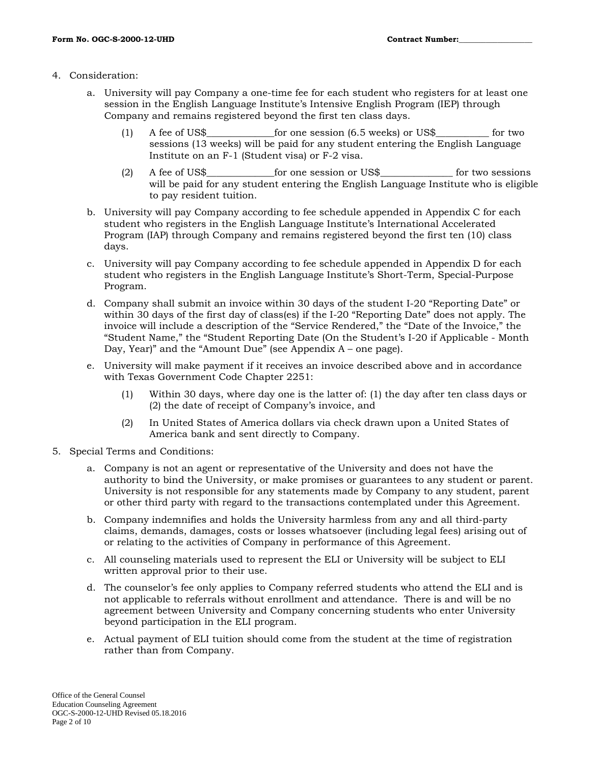4. Consideration:

   a. University will pay Company a one-time fee for each student who registers for at least one session in the English Language Institute's Intensive English Program (IEP) through Company and remains registered beyond the first ten class days.

      (1) A fee of US$_____________for one session (6.5 weeks) or US$__________ for two sessions (13 weeks) will be paid for any student entering the English Language Institute on an F-1 (Student visa) or F-2 visa.

      (2) A fee of US$_____________for one session or US$______________ for two sessions will be paid for any student entering the English Language Institute who is eligible to pay resident tuition.

   b. University will pay Company according to fee schedule appended in Appendix C for each student who registers in the English Language Institute's International Accelerated Program (IAP) through Company and remains registered beyond the first ten (10) class days.

   c. University will pay Company according to fee schedule appended in Appendix D for each student who registers in the English Language Institute's Short-Term, Special-Purpose Program.

   d. Company shall submit an invoice within 30 days of the student I-20 "Reporting Date" or within 30 days of the first day of class(es) if the I-20 "Reporting Date" does not apply. The invoice will include a description of the "Service Rendered," the "Date of the Invoice," the "Student Name," the "Student Reporting Date (On the Student's I-20 if Applicable - Month Day, Year)" and the "Amount Due" (see Appendix A – one page).

   e. University will make payment if it receives an invoice described above and in accordance with Texas Government Code Chapter 2251:

      (1) Within 30 days, where day one is the latter of: (1) the day after ten class days or (2) the date of receipt of Company's invoice, and

      (2) In United States of America dollars via check drawn upon a United States of America bank and sent directly to Company.

5. Special Terms and Conditions:

   a. Company is not an agent or representative of the University and does not have the authority to bind the University, or make promises or guarantees to any student or parent. University is not responsible for any statements made by Company to any student, parent or other third party with regard to the transactions contemplated under this Agreement.

   b. Company indemnifies and holds the University harmless from any and all third-party claims, demands, damages, costs or losses whatsoever (including legal fees) arising out of or relating to the activities of Company in performance of this Agreement.

   c. All counseling materials used to represent the ELI or University will be subject to ELI written approval prior to their use.

   d. The counselor's fee only applies to Company referred students who attend the ELI and is not applicable to referrals without enrollment and attendance. There is and will be no agreement between University and Company concerning students who enter University beyond participation in the ELI program.

   e. Actual payment of ELI tuition should come from the student at the time of registration rather than from Company.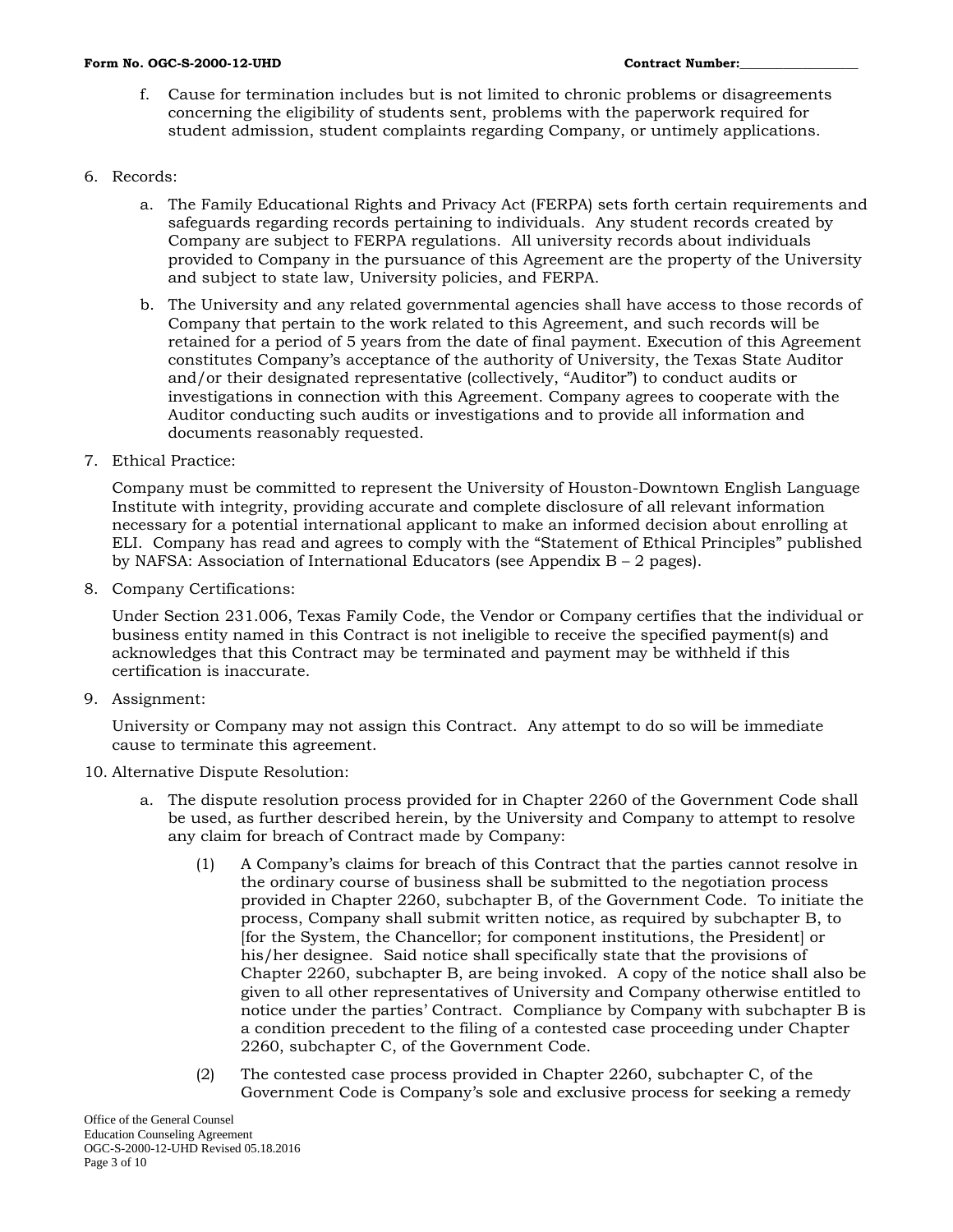f. Cause for termination includes but is not limited to chronic problems or disagreements concerning the eligibility of students sent, problems with the paperwork required for student admission, student complaints regarding Company, or untimely applications.

6. Records:

   a. The Family Educational Rights and Privacy Act (FERPA) sets forth certain requirements and safeguards regarding records pertaining to individuals. Any student records created by Company are subject to FERPA regulations. All university records about individuals provided to Company in the pursuance of this Agreement are the property of the University and subject to state law, University policies, and FERPA.

   b. The University and any related governmental agencies shall have access to those records of Company that pertain to the work related to this Agreement, and such records will be retained for a period of 5 years from the date of final payment. Execution of this Agreement constitutes Company's acceptance of the authority of University, the Texas State Auditor and/or their designated representative (collectively, "Auditor") to conduct audits or investigations in connection with this Agreement. Company agrees to cooperate with the Auditor conducting such audits or investigations and to provide all information and documents reasonably requested.

7. Ethical Practice:

   Company must be committed to represent the University of Houston-Downtown English Language Institute with integrity, providing accurate and complete disclosure of all relevant information necessary for a potential international applicant to make an informed decision about enrolling at ELI. Company has read and agrees to comply with the "Statement of Ethical Principles" published by NAFSA: Association of International Educators (see Appendix B – 2 pages).

8. Company Certifications:

   Under Section 231.006, Texas Family Code, the Vendor or Company certifies that the individual or business entity named in this Contract is not ineligible to receive the specified payment(s) and acknowledges that this Contract may be terminated and payment may be withheld if this certification is inaccurate.

9. Assignment:

   University or Company may not assign this Contract. Any attempt to do so will be immediate cause to terminate this agreement.

10. Alternative Dispute Resolution:

    a. The dispute resolution process provided for in Chapter 2260 of the Government Code shall be used, as further described herein, by the University and Company to attempt to resolve any claim for breach of Contract made by Company:

       (1) A Company's claims for breach of this Contract that the parties cannot resolve in the ordinary course of business shall be submitted to the negotiation process provided in Chapter 2260, subchapter B, of the Government Code. To initiate the process, Company shall submit written notice, as required by subchapter B, to [for the System, the Chancellor; for component institutions, the President] or his/her designee. Said notice shall specifically state that the provisions of Chapter 2260, subchapter B, are being invoked. A copy of the notice shall also be given to all other representatives of University and Company otherwise entitled to notice under the parties' Contract. Compliance by Company with subchapter B is a condition precedent to the filing of a contested case proceeding under Chapter 2260, subchapter C, of the Government Code.

       (2) The contested case process provided in Chapter 2260, subchapter C, of the Government Code is Company's sole and exclusive process for seeking a remedy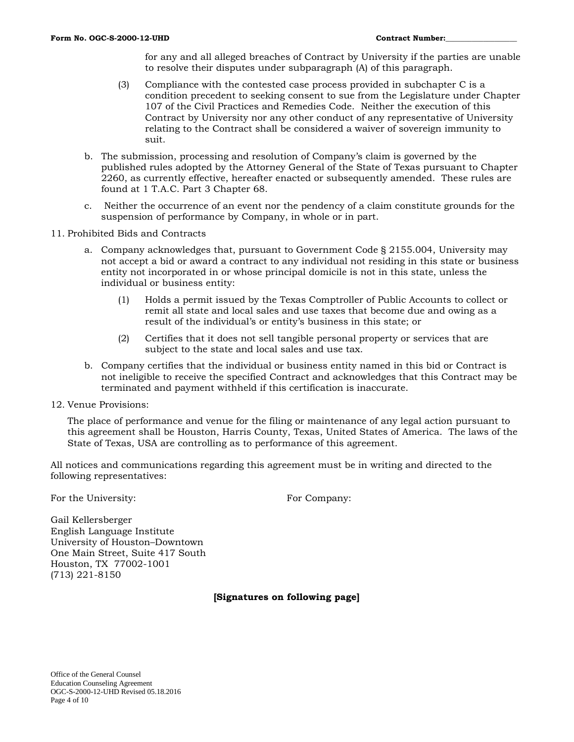for any and all alleged breaches of Contract by University if the parties are unable to resolve their disputes under subparagraph (A) of this paragraph.

(3) Compliance with the contested case process provided in subchapter C is a condition precedent to seeking consent to sue from the Legislature under Chapter 107 of the Civil Practices and Remedies Code. Neither the execution of this Contract by University nor any other conduct of any representative of University relating to the Contract shall be considered a waiver of sovereign immunity to suit.

b. The submission, processing and resolution of Company's claim is governed by the published rules adopted by the Attorney General of the State of Texas pursuant to Chapter 2260, as currently effective, hereafter enacted or subsequently amended. These rules are found at 1 T.A.C. Part 3 Chapter 68.

c. Neither the occurrence of an event nor the pendency of a claim constitute grounds for the suspension of performance by Company, in whole or in part.

11. Prohibited Bids and Contracts

a. Company acknowledges that, pursuant to Government Code § 2155.004, University may not accept a bid or award a contract to any individual not residing in this state or business entity not incorporated in or whose principal domicile is not in this state, unless the individual or business entity:

(1) Holds a permit issued by the Texas Comptroller of Public Accounts to collect or remit all state and local sales and use taxes that become due and owing as a result of the individual's or entity's business in this state; or

(2) Certifies that it does not sell tangible personal property or services that are subject to the state and local sales and use tax.

b. Company certifies that the individual or business entity named in this bid or Contract is not ineligible to receive the specified Contract and acknowledges that this Contract may be terminated and payment withheld if this certification is inaccurate.

12. Venue Provisions:

The place of performance and venue for the filing or maintenance of any legal action pursuant to this agreement shall be Houston, Harris County, Texas, United States of America. The laws of the State of Texas, USA are controlling as to performance of this agreement.

All notices and communications regarding this agreement must be in writing and directed to the following representatives:

For the University:

Gail Kellersberger
English Language Institute
University of Houston–Downtown
One Main Street, Suite 417 South
Houston, TX 77002-1001
(713) 221-8150

For Company:

**[Signatures on following page]**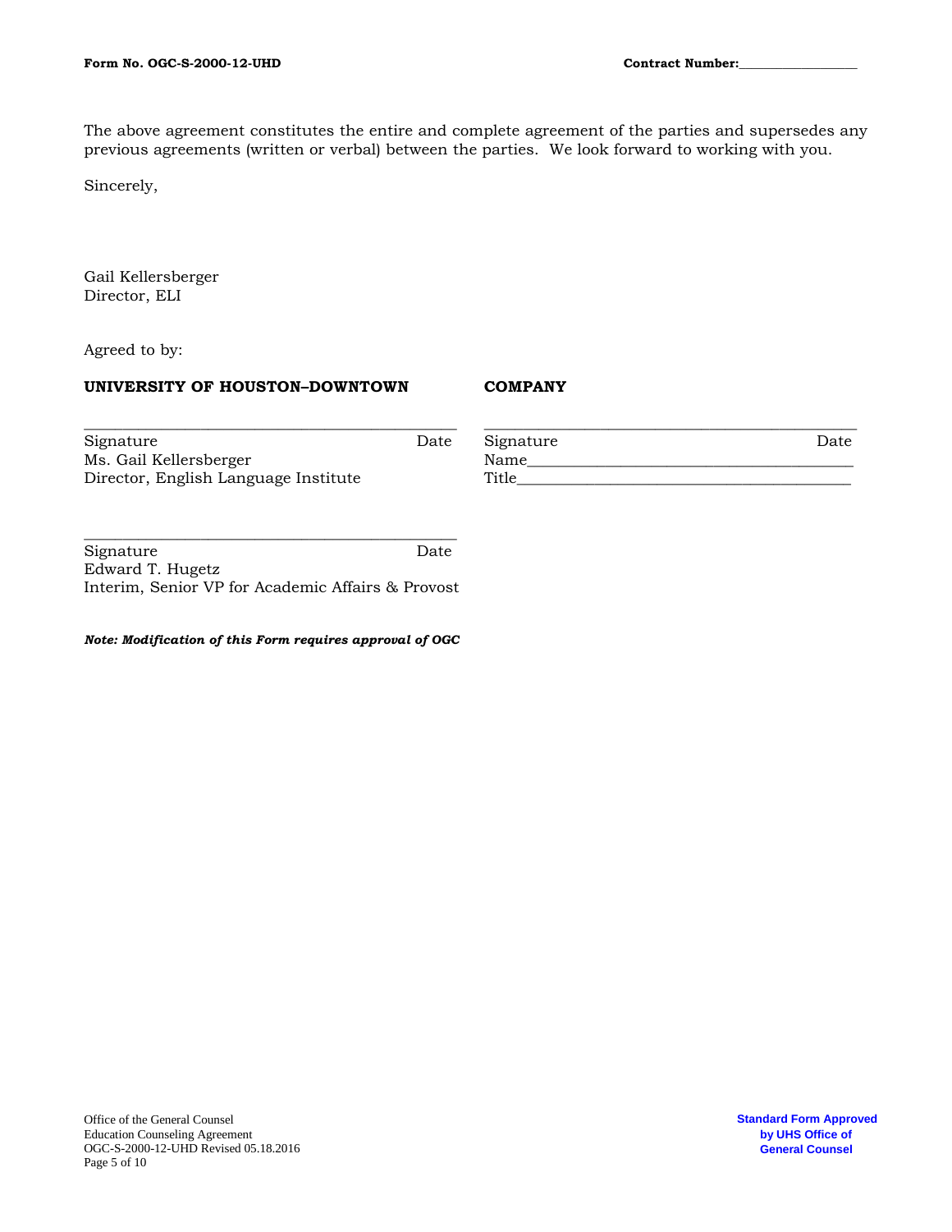The above agreement constitutes the entire and complete agreement of the parties and supersedes any previous agreements (written or verbal) between the parties. We look forward to working with you.

Sincerely,

Gail Kellersberger
Director, ELI

Agreed to by:

| **UNIVERSITY OF HOUSTON–DOWNTOWN** | **COMPANY** |
|---|---|
| ______________________________ | ______________________________ |
| Signature Date | Signature Date |
| Ms. Gail Kellersberger | Name______________________________ |
| Director, English Language Institute | Title______________________________ |

______________________________
Signature Date
Edward T. Hugetz
Interim, Senior VP for Academic Affairs & Provost

***Note: Modification of this Form requires approval of OGC***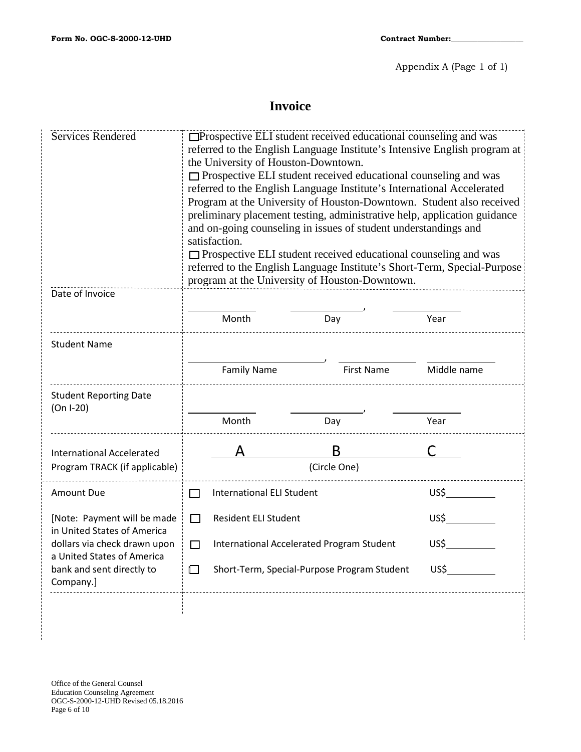Form No. OGC-S-2000-12-UHD **Contract Number:**__________________

Appendix A (Page 1 of 1)

# Invoice

| | |
|---|---|
| Services Rendered | ☐ Prospective ELI student received educational counseling and was referred to the English Language Institute's Intensive English program at the University of Houston-Downtown.<br>☐ Prospective ELI student received educational counseling and was referred to the English Language Institute's International Accelerated Program at the University of Houston-Downtown. Student also received preliminary placement testing, administrative help, application guidance and on-going counseling in issues of student understandings and satisfaction.<br>☐ Prospective ELI student received educational counseling and was referred to the English Language Institute's Short-Term, Special-Purpose program at the University of Houston-Downtown. |
| Date of Invoice | ____________ Month ____________, Day ____________ Year |
| Student Name | ______________________, Family Name ____________ First Name ____________ Middle name |
| Student Reporting Date (On I-20) | ____________ Month ____________, Day ____________ Year |
| International Accelerated Program TRACK (if applicable) | A B C (Circle One) |
| Amount Due<br><br>[Note: Payment will be made in United States of America dollars via check drawn upon a United States of America bank and sent directly to Company.] | ☐ International ELI Student US$________<br>☐ Resident ELI Student US$________<br>☐ International Accelerated Program Student US$________<br>☐ Short-Term, Special-Purpose Program Student US$________ |
| | |

Office of the General Counsel
Education Counseling Agreement
OGC-S-2000-12-UHD Revised 05.18.2016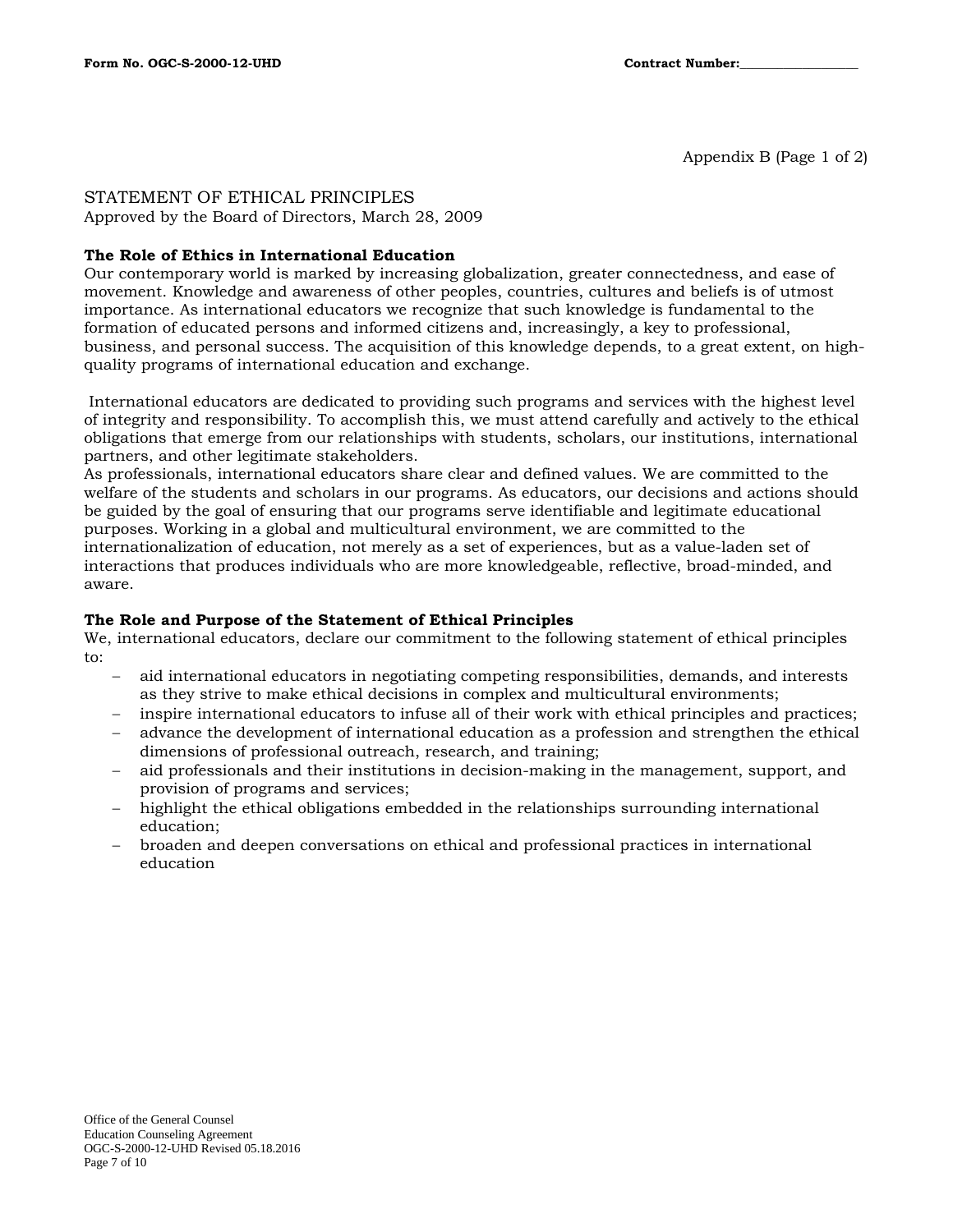Appendix B (Page 1 of 2)

STATEMENT OF ETHICAL PRINCIPLES
Approved by the Board of Directors, March 28, 2009

**The Role of Ethics in International Education**
Our contemporary world is marked by increasing globalization, greater connectedness, and ease of movement. Knowledge and awareness of other peoples, countries, cultures and beliefs is of utmost importance. As international educators we recognize that such knowledge is fundamental to the formation of educated persons and informed citizens and, increasingly, a key to professional, business, and personal success. The acquisition of this knowledge depends, to a great extent, on high-quality programs of international education and exchange.

International educators are dedicated to providing such programs and services with the highest level of integrity and responsibility. To accomplish this, we must attend carefully and actively to the ethical obligations that emerge from our relationships with students, scholars, our institutions, international partners, and other legitimate stakeholders.
As professionals, international educators share clear and defined values. We are committed to the welfare of the students and scholars in our programs. As educators, our decisions and actions should be guided by the goal of ensuring that our programs serve identifiable and legitimate educational purposes. Working in a global and multicultural environment, we are committed to the internationalization of education, not merely as a set of experiences, but as a value-laden set of interactions that produces individuals who are more knowledgeable, reflective, broad-minded, and aware.

**The Role and Purpose of the Statement of Ethical Principles**
We, international educators, declare our commitment to the following statement of ethical principles to:

- aid international educators in negotiating competing responsibilities, demands, and interests as they strive to make ethical decisions in complex and multicultural environments;
- inspire international educators to infuse all of their work with ethical principles and practices;
- advance the development of international education as a profession and strengthen the ethical dimensions of professional outreach, research, and training;
- aid professionals and their institutions in decision-making in the management, support, and provision of programs and services;
- highlight the ethical obligations embedded in the relationships surrounding international education;
- broaden and deepen conversations on ethical and professional practices in international education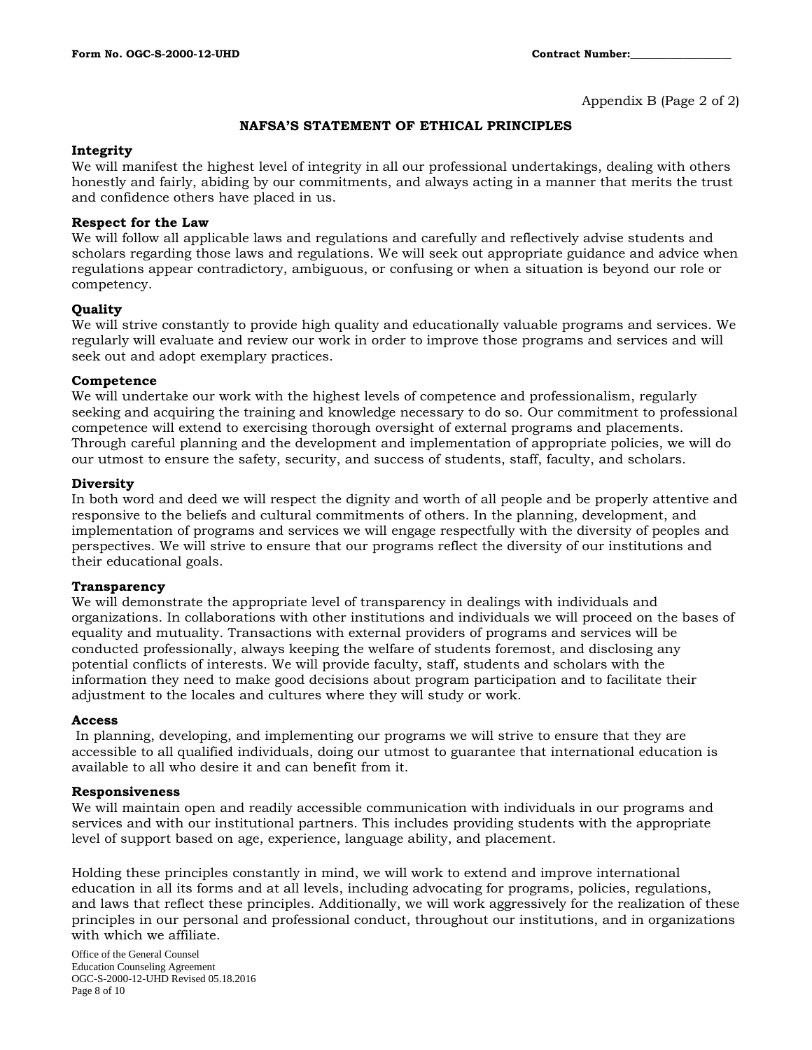Appendix B (Page 2 of 2)

## NAFSA'S STATEMENT OF ETHICAL PRINCIPLES

**Integrity**
We will manifest the highest level of integrity in all our professional undertakings, dealing with others honestly and fairly, abiding by our commitments, and always acting in a manner that merits the trust and confidence others have placed in us.

**Respect for the Law**
We will follow all applicable laws and regulations and carefully and reflectively advise students and scholars regarding those laws and regulations. We will seek out appropriate guidance and advice when regulations appear contradictory, ambiguous, or confusing or when a situation is beyond our role or competency.

**Quality**
We will strive constantly to provide high quality and educationally valuable programs and services. We regularly will evaluate and review our work in order to improve those programs and services and will seek out and adopt exemplary practices.

**Competence**
We will undertake our work with the highest levels of competence and professionalism, regularly seeking and acquiring the training and knowledge necessary to do so. Our commitment to professional competence will extend to exercising thorough oversight of external programs and placements. Through careful planning and the development and implementation of appropriate policies, we will do our utmost to ensure the safety, security, and success of students, staff, faculty, and scholars.

**Diversity**
In both word and deed we will respect the dignity and worth of all people and be properly attentive and responsive to the beliefs and cultural commitments of others. In the planning, development, and implementation of programs and services we will engage respectfully with the diversity of peoples and perspectives. We will strive to ensure that our programs reflect the diversity of our institutions and their educational goals.

**Transparency**
We will demonstrate the appropriate level of transparency in dealings with individuals and organizations. In collaborations with other institutions and individuals we will proceed on the bases of equality and mutuality. Transactions with external providers of programs and services will be conducted professionally, always keeping the welfare of students foremost, and disclosing any potential conflicts of interests. We will provide faculty, staff, students and scholars with the information they need to make good decisions about program participation and to facilitate their adjustment to the locales and cultures where they will study or work.

**Access**
In planning, developing, and implementing our programs we will strive to ensure that they are accessible to all qualified individuals, doing our utmost to guarantee that international education is available to all who desire it and can benefit from it.

**Responsiveness**
We will maintain open and readily accessible communication with individuals in our programs and services and with our institutional partners. This includes providing students with the appropriate level of support based on age, experience, language ability, and placement.

Holding these principles constantly in mind, we will work to extend and improve international education in all its forms and at all levels, including advocating for programs, policies, regulations, and laws that reflect these principles. Additionally, we will work aggressively for the realization of these principles in our personal and professional conduct, throughout our institutions, and in organizations with which we affiliate.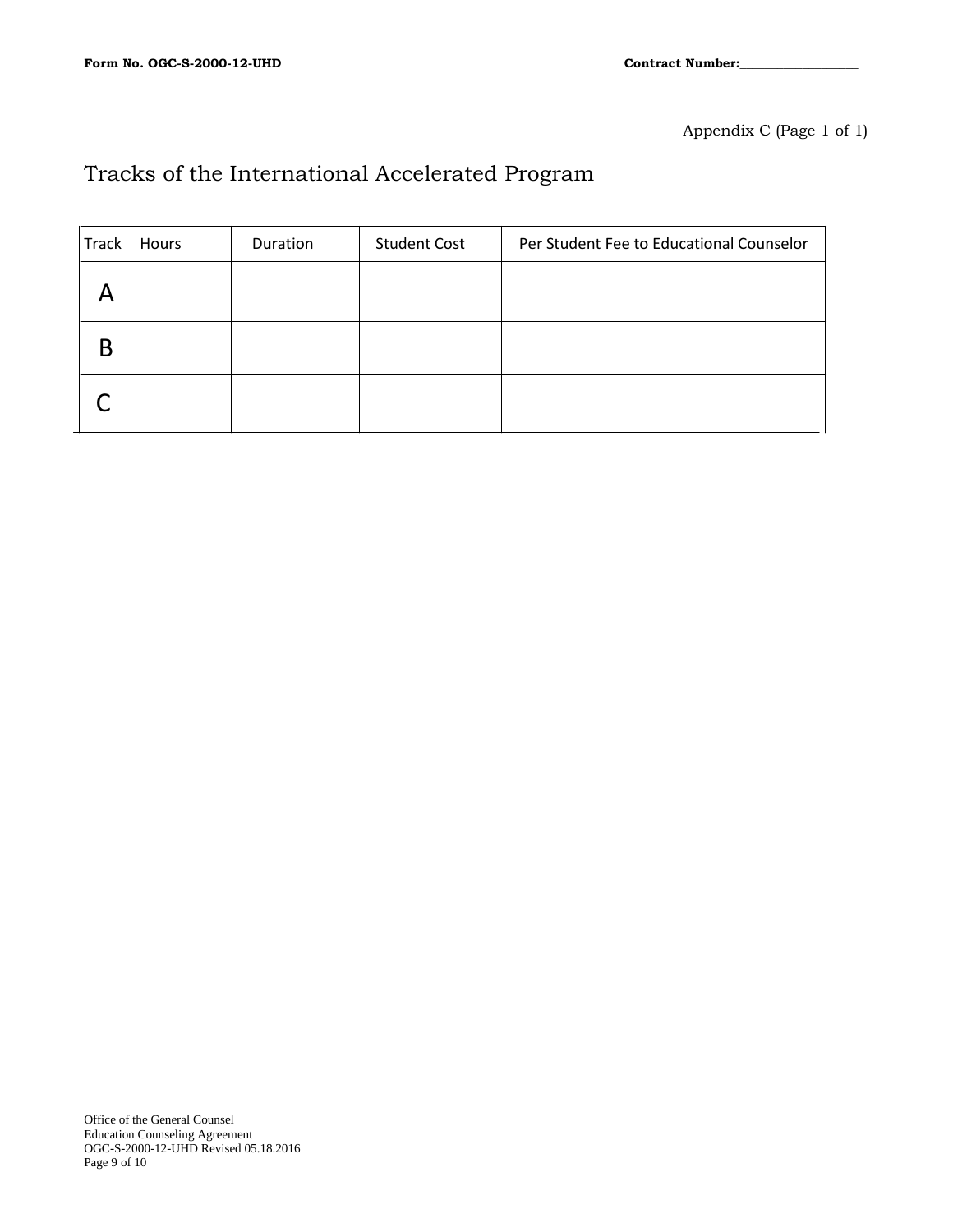Appendix C (Page 1 of 1)

# Tracks of the International Accelerated Program

| Track | Hours | Duration | Student Cost | Per Student Fee to Educational Counselor |
|---|---|---|---|---|
| A | | | | |
| B | | | | |
| C | | | | |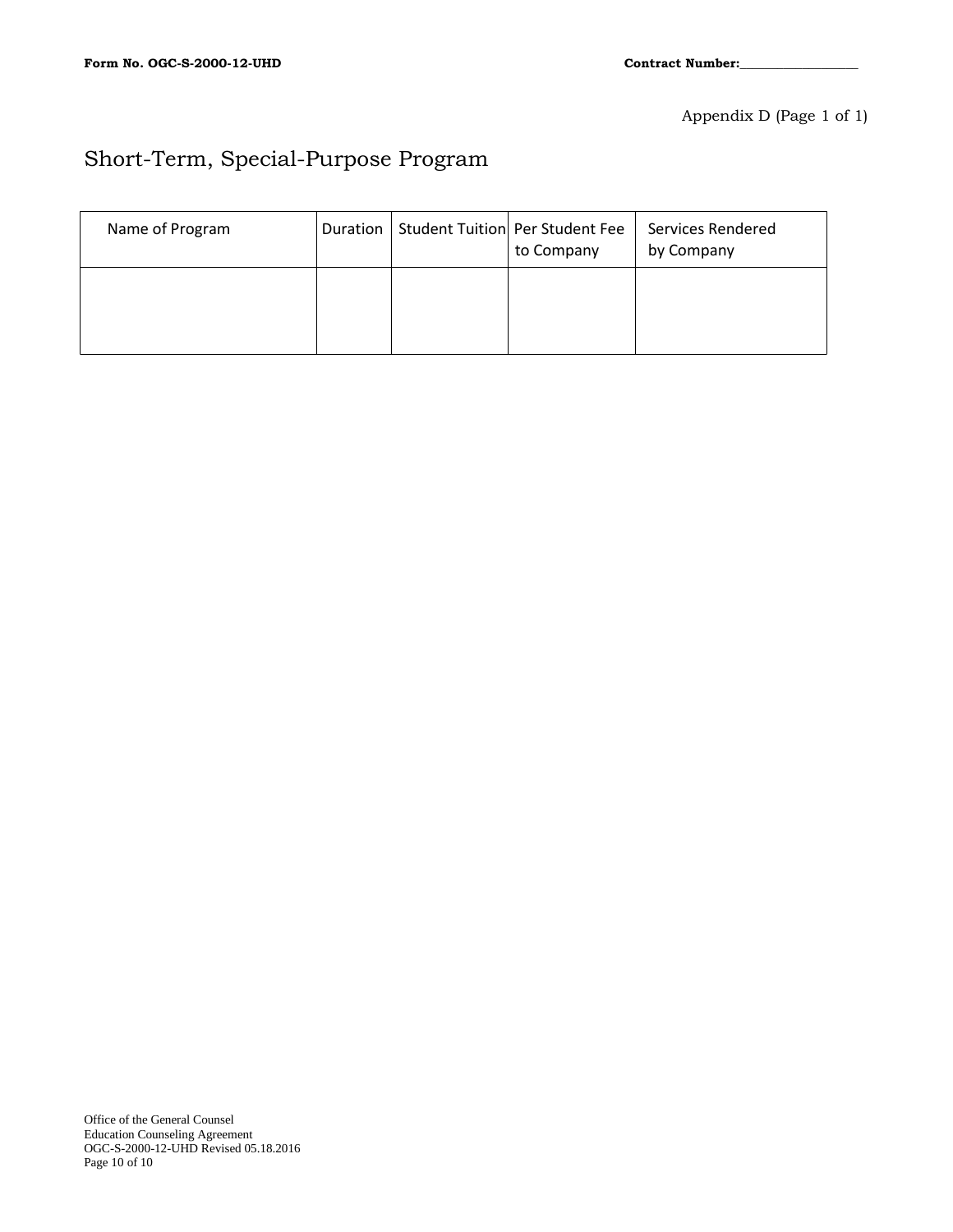Appendix D (Page 1 of 1)

# Short-Term, Special-Purpose Program

| Name of Program | Duration | Student Tuition | Per Student Fee to Company | Services Rendered by Company |
| --- | --- | --- | --- | --- |
| | | | | |